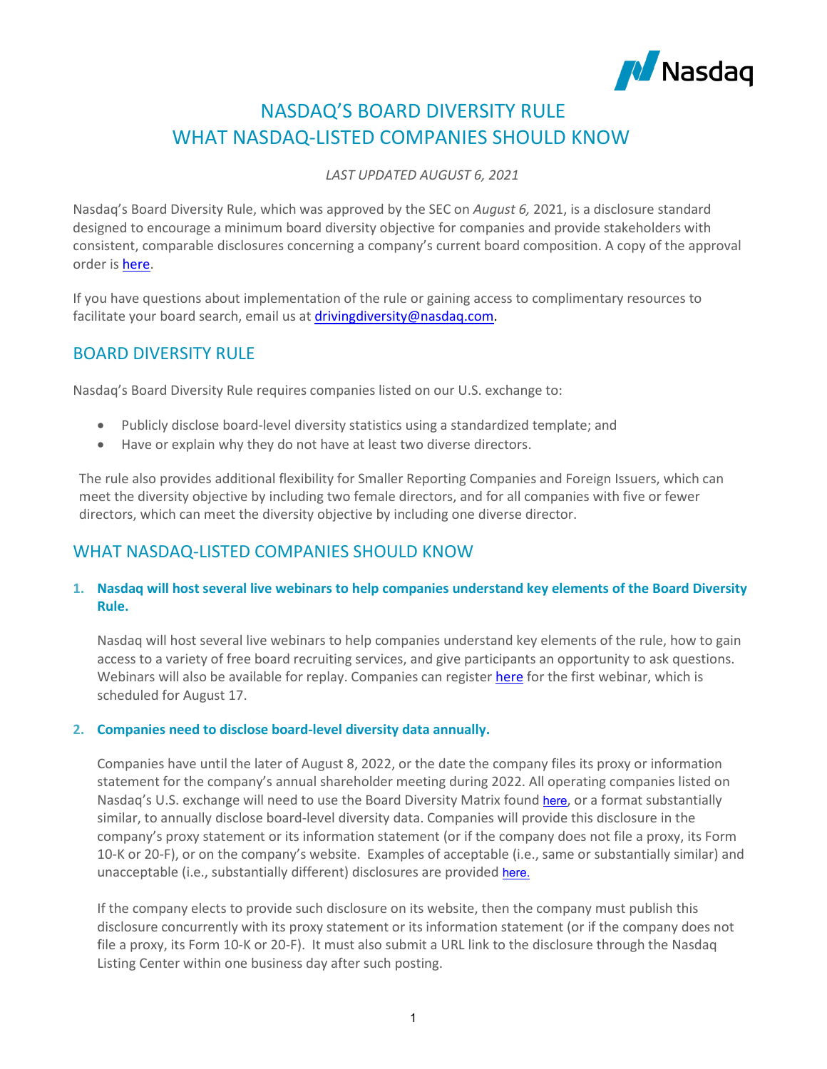# NASDAQ'S BOARD DIVERSITY RULE
# WHAT NASDAQ-LISTED COMPANIES SHOULD KNOW

*LAST UPDATED AUGUST 6, 2021*

Nasdaq's Board Diversity Rule, which was approved by the SEC on *August 6,* 2021, is a disclosure standard designed to encourage a minimum board diversity objective for companies and provide stakeholders with consistent, comparable disclosures concerning a company's current board composition. A copy of the approval order is here.

If you have questions about implementation of the rule or gaining access to complimentary resources to facilitate your board search, email us at drivingdiversity@nasdaq.com.

## BOARD DIVERSITY RULE

Nasdaq's Board Diversity Rule requires companies listed on our U.S. exchange to:

- Publicly disclose board-level diversity statistics using a standardized template; and
- Have or explain why they do not have at least two diverse directors.

The rule also provides additional flexibility for Smaller Reporting Companies and Foreign Issuers, which can meet the diversity objective by including two female directors, and for all companies with five or fewer directors, which can meet the diversity objective by including one diverse director.

## WHAT NASDAQ-LISTED COMPANIES SHOULD KNOW

1. **Nasdaq will host several live webinars to help companies understand key elements of the Board Diversity Rule.**

   Nasdaq will host several live webinars to help companies understand key elements of the rule, how to gain access to a variety of free board recruiting services, and give participants an opportunity to ask questions. Webinars will also be available for replay. Companies can register here for the first webinar, which is scheduled for August 17.

2. **Companies need to disclose board-level diversity data annually.**

   Companies have until the later of August 8, 2022, or the date the company files its proxy or information statement for the company's annual shareholder meeting during 2022. All operating companies listed on Nasdaq's U.S. exchange will need to use the Board Diversity Matrix found here, or a format substantially similar, to annually disclose board-level diversity data. Companies will provide this disclosure in the company's proxy statement or its information statement (or if the company does not file a proxy, its Form 10-K or 20-F), or on the company's website. Examples of acceptable (i.e., same or substantially similar) and unacceptable (i.e., substantially different) disclosures are provided here.

   If the company elects to provide such disclosure on its website, then the company must publish this disclosure concurrently with its proxy statement or its information statement (or if the company does not file a proxy, its Form 10-K or 20-F). It must also submit a URL link to the disclosure through the Nasdaq Listing Center within one business day after such posting.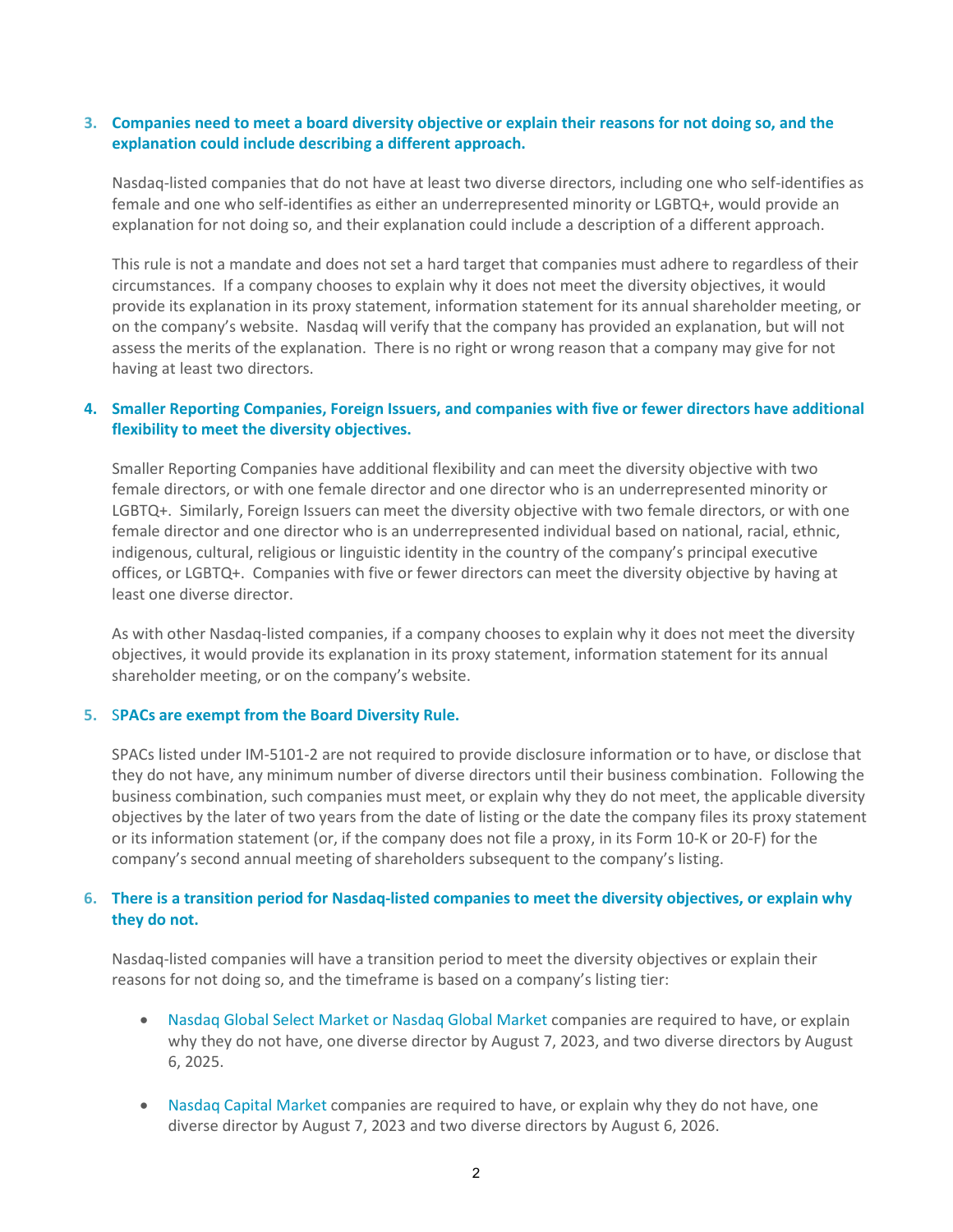### 3. Companies need to meet a board diversity objective or explain their reasons for not doing so, and the explanation could include describing a different approach.

Nasdaq-listed companies that do not have at least two diverse directors, including one who self-identifies as female and one who self-identifies as either an underrepresented minority or LGBTQ+, would provide an explanation for not doing so, and their explanation could include a description of a different approach.

This rule is not a mandate and does not set a hard target that companies must adhere to regardless of their circumstances. If a company chooses to explain why it does not meet the diversity objectives, it would provide its explanation in its proxy statement, information statement for its annual shareholder meeting, or on the company's website. Nasdaq will verify that the company has provided an explanation, but will not assess the merits of the explanation. There is no right or wrong reason that a company may give for not having at least two directors.

### 4. Smaller Reporting Companies, Foreign Issuers, and companies with five or fewer directors have additional flexibility to meet the diversity objectives.

Smaller Reporting Companies have additional flexibility and can meet the diversity objective with two female directors, or with one female director and one director who is an underrepresented minority or LGBTQ+. Similarly, Foreign Issuers can meet the diversity objective with two female directors, or with one female director and one director who is an underrepresented individual based on national, racial, ethnic, indigenous, cultural, religious or linguistic identity in the country of the company's principal executive offices, or LGBTQ+. Companies with five or fewer directors can meet the diversity objective by having at least one diverse director.

As with other Nasdaq-listed companies, if a company chooses to explain why it does not meet the diversity objectives, it would provide its explanation in its proxy statement, information statement for its annual shareholder meeting, or on the company's website.

### 5. SPACs are exempt from the Board Diversity Rule.

SPACs listed under IM-5101-2 are not required to provide disclosure information or to have, or disclose that they do not have, any minimum number of diverse directors until their business combination. Following the business combination, such companies must meet, or explain why they do not meet, the applicable diversity objectives by the later of two years from the date of listing or the date the company files its proxy statement or its information statement (or, if the company does not file a proxy, in its Form 10-K or 20-F) for the company's second annual meeting of shareholders subsequent to the company's listing.

### 6. There is a transition period for Nasdaq-listed companies to meet the diversity objectives, or explain why they do not.

Nasdaq-listed companies will have a transition period to meet the diversity objectives or explain their reasons for not doing so, and the timeframe is based on a company's listing tier:

- Nasdaq Global Select Market or Nasdaq Global Market companies are required to have, or explain why they do not have, one diverse director by August 7, 2023, and two diverse directors by August 6, 2025.

- Nasdaq Capital Market companies are required to have, or explain why they do not have, one diverse director by August 7, 2023 and two diverse directors by August 6, 2026.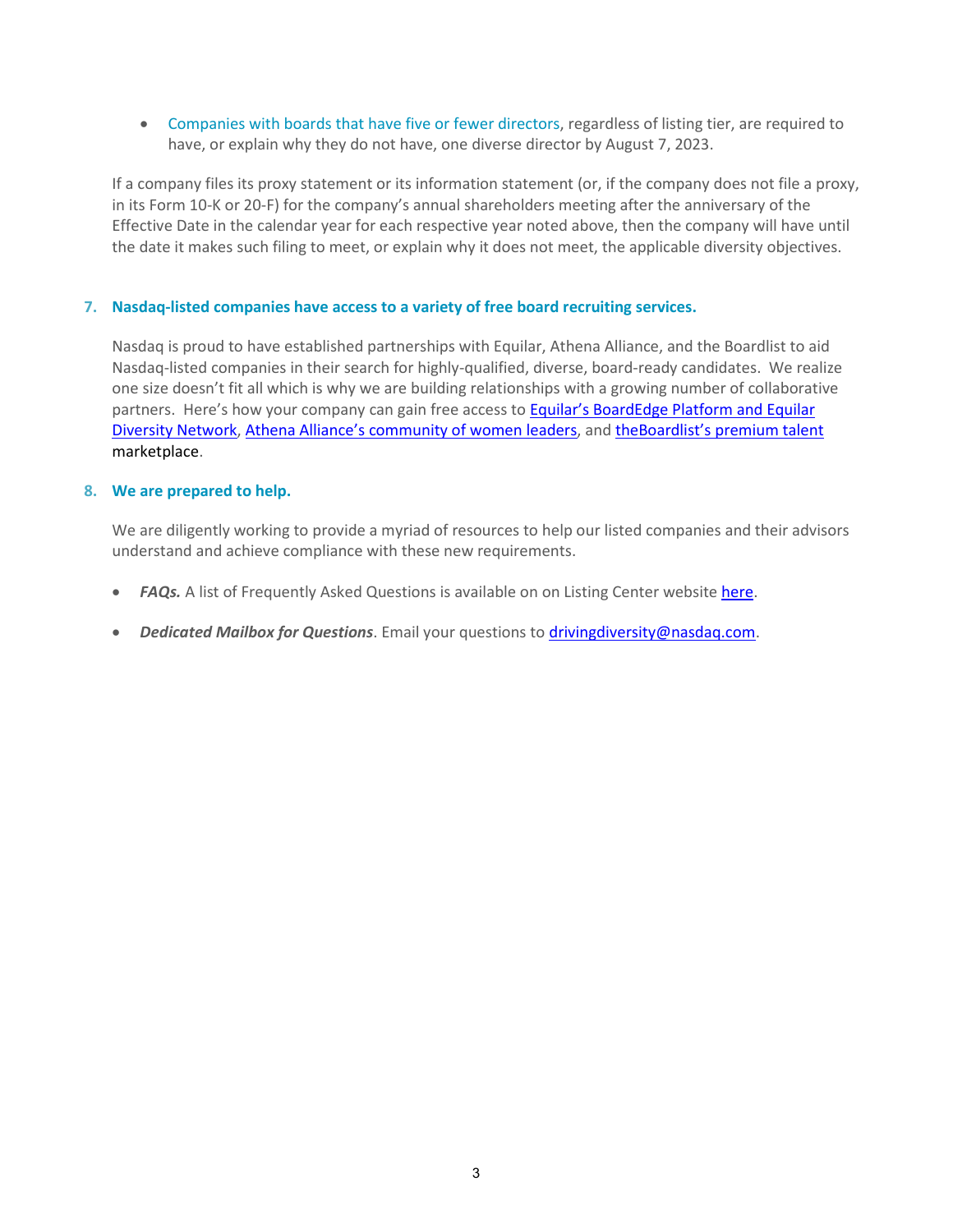- Companies with boards that have five or fewer directors, regardless of listing tier, are required to have, or explain why they do not have, one diverse director by August 7, 2023.

If a company files its proxy statement or its information statement (or, if the company does not file a proxy, in its Form 10-K or 20-F) for the company's annual shareholders meeting after the anniversary of the Effective Date in the calendar year for each respective year noted above, then the company will have until the date it makes such filing to meet, or explain why it does not meet, the applicable diversity objectives.

**7. Nasdaq-listed companies have access to a variety of free board recruiting services.**

Nasdaq is proud to have established partnerships with Equilar, Athena Alliance, and the Boardlist to aid Nasdaq-listed companies in their search for highly-qualified, diverse, board-ready candidates. We realize one size doesn't fit all which is why we are building relationships with a growing number of collaborative partners. Here's how your company can gain free access to Equilar's BoardEdge Platform and Equilar Diversity Network, Athena Alliance's community of women leaders, and theBoardlist's premium talent marketplace.

**8. We are prepared to help.**

We are diligently working to provide a myriad of resources to help our listed companies and their advisors understand and achieve compliance with these new requirements.

- ***FAQs.*** A list of Frequently Asked Questions is available on on Listing Center website here.
- ***Dedicated Mailbox for Questions***. Email your questions to drivingdiversity@nasdaq.com.